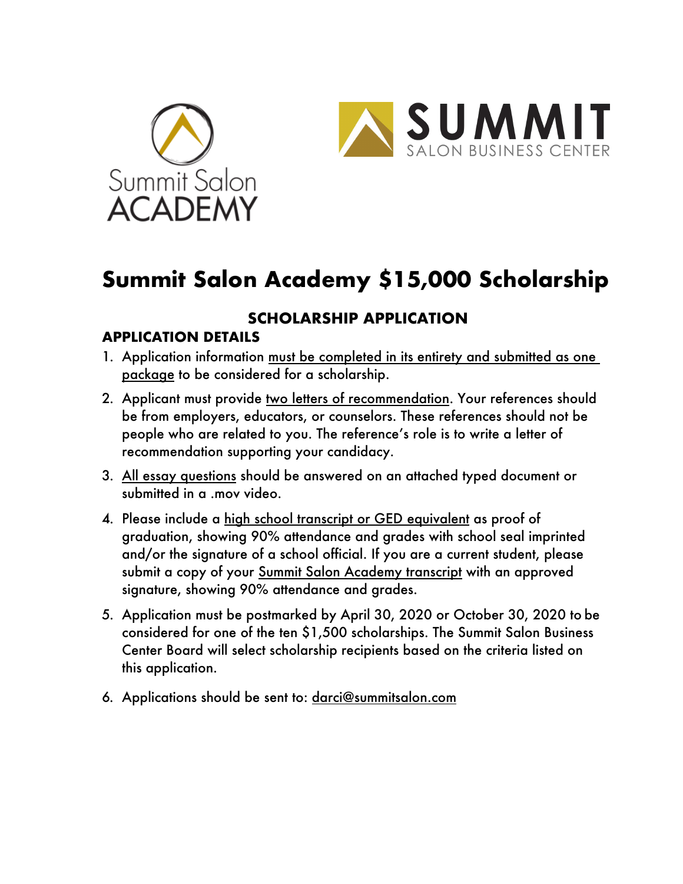Summit Salon ACADEMY

SUMMIT SALON BUSINESS CENTER

# Summit Salon Academy $15,000 Scholarship

## SCHOLARSHIP APPLICATION

### APPLICATION DETAILS

1. Application information must be completed in its entirety and submitted as one package to be considered for a scholarship.
2. Applicant must provide two letters of recommendation. Your references should be from employers, educators, or counselors. These references should not be people who are related to you. The reference's role is to write a letter of recommendation supporting your candidacy.
3. All essay questions should be answered on an attached typed document or submitted in a .mov video.
4. Please include a high school transcript or GED equivalent as proof of graduation, showing 90% attendance and grades with school seal imprinted and/or the signature of a school official. If you are a current student, please submit a copy of your Summit Salon Academy transcript with an approved signature, showing 90% attendance and grades.
5. Application must be postmarked by April 30, 2020 or October 30, 2020 to be considered for one of the ten $1,500 scholarships. The Summit Salon Business Center Board will select scholarship recipients based on the criteria listed on this application.
6. Applications should be sent to: darci@summitsalon.com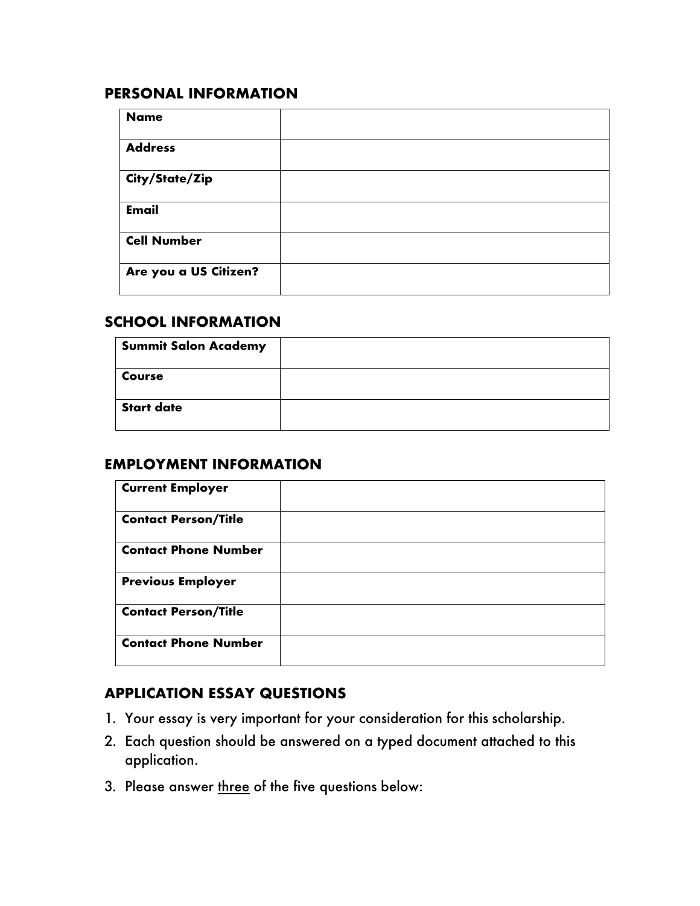## PERSONAL INFORMATION

| | |
|---|---|
| **Name** | |
| **Address** | |
| **City/State/Zip** | |
| **Email** | |
| **Cell Number** | |
| **Are you a US Citizen?** | |

## SCHOOL INFORMATION

| | |
|---|---|
| **Summit Salon Academy** | |
| **Course** | |
| **Start date** | |

## EMPLOYMENT INFORMATION

| | |
|---|---|
| **Current Employer** | |
| **Contact Person/Title** | |
| **Contact Phone Number** | |
| **Previous Employer** | |
| **Contact Person/Title** | |
| **Contact Phone Number** | |

## APPLICATION ESSAY QUESTIONS

1. Your essay is very important for your consideration for this scholarship.
2. Each question should be answered on a typed document attached to this application.
3. Please answer <u>three</u> of the five questions below: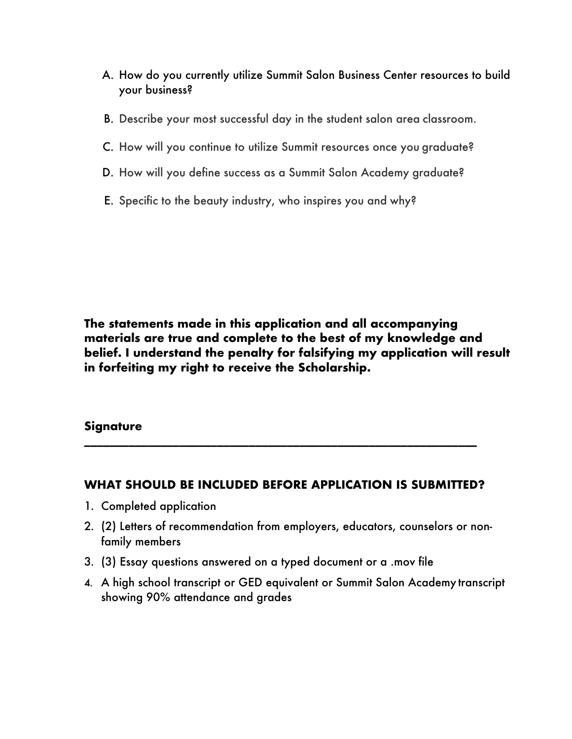A. How do you currently utilize Summit Salon Business Center resources to build your business?

B. Describe your most successful day in the student salon area classroom.

C. How will you continue to utilize Summit resources once you graduate?

D. How will you define success as a Summit Salon Academy graduate?

E. Specific to the beauty industry, who inspires you and why?

**The statements made in this application and all accompanying materials are true and complete to the best of my knowledge and belief. I understand the penalty for falsifying my application will result in forfeiting my right to receive the Scholarship.**

**Signature** ______________________________________________________________

**WHAT SHOULD BE INCLUDED BEFORE APPLICATION IS SUBMITTED?**

1. Completed application
2. (2) Letters of recommendation from employers, educators, counselors or non-family members
3. (3) Essay questions answered on a typed document or a .mov file
4. A high school transcript or GED equivalent or Summit Salon Academy transcript showing 90% attendance and grades